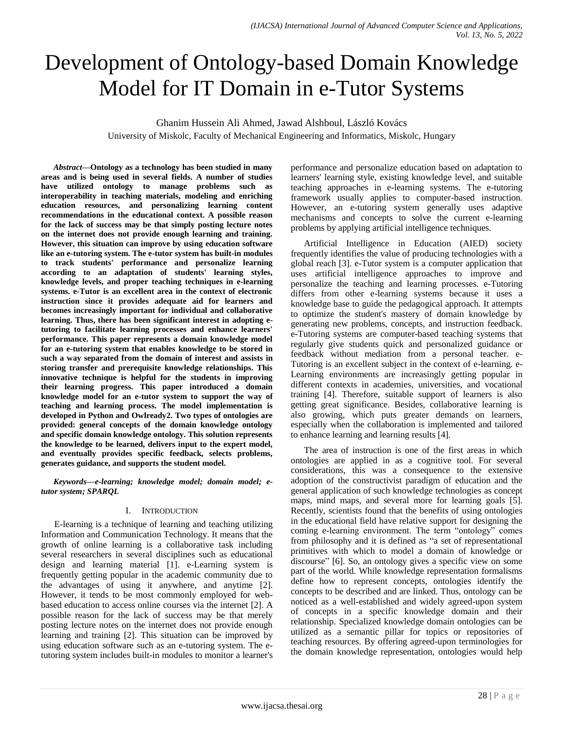# Development of Ontology-based Domain Knowledge Model for IT Domain in e-Tutor Systems

Ghanim Hussein Ali Ahmed, Jawad Alshboul, László Kovács

University of Miskolc, Faculty of Mechanical Engineering and Informatics, Miskolc, Hungary

***Abstract*—Ontology as a technology has been studied in many areas and is being used in several fields. A number of studies have utilized ontology to manage problems such as interoperability in teaching materials, modeling and enriching education resources, and personalizing learning content recommendations in the educational context. A possible reason for the lack of success may be that simply posting lecture notes on the internet does not provide enough learning and training. However, this situation can improve by using education software like an e-tutoring system. The e-tutor system has built-in modules to track students' performance and personalize learning according to an adaptation of students' learning styles, knowledge levels, and proper teaching techniques in e-learning systems. e-Tutor is an excellent area in the context of electronic instruction since it provides adequate aid for learners and becomes increasingly important for individual and collaborative learning. Thus, there has been significant interest in adopting e-tutoring to facilitate learning processes and enhance learners' performance. This paper represents a domain knowledge model for an e-tutoring system that enables knowledge to be stored in such a way separated from the domain of interest and assists in storing transfer and prerequisite knowledge relationships. This innovative technique is helpful for the students in improving their learning progress. This paper introduced a domain knowledge model for an e-tutor system to support the way of teaching and learning process. The model implementation is developed in Python and Owlready2. Two types of ontologies are provided: general concepts of the domain knowledge ontology and specific domain knowledge ontology. This solution represents the knowledge to be learned, delivers input to the expert model, and eventually provides specific feedback, selects problems, generates guidance, and supports the student model.**

***Keywords*—*e-learning; knowledge model; domain model; e-tutor system; SPARQL***

## I. Introduction

E-learning is a technique of learning and teaching utilizing Information and Communication Technology. It means that the growth of online learning is a collaborative task including several researchers in several disciplines such as educational design and learning material [1]. e-Learning system is frequently getting popular in the academic community due to the advantages of using it anywhere, and anytime [2]. However, it tends to be most commonly employed for web-based education to access online courses via the internet [2]. A possible reason for the lack of success may be that merely posting lecture notes on the internet does not provide enough learning and training [2]. This situation can be improved by using education software such as an e-tutoring system. The e-tutoring system includes built-in modules to monitor a learner's performance and personalize education based on adaptation to learners' learning style, existing knowledge level, and suitable teaching approaches in e-learning systems. The e-tutoring framework usually applies to computer-based instruction. However, an e-tutoring system generally uses adaptive mechanisms and concepts to solve the current e-learning problems by applying artificial intelligence techniques.

Artificial Intelligence in Education (AIED) society frequently identifies the value of producing technologies with a global reach [3]. e-Tutor system is a computer application that uses artificial intelligence approaches to improve and personalize the teaching and learning processes. e-Tutoring differs from other e-learning systems because it uses a knowledge base to guide the pedagogical approach. It attempts to optimize the student's mastery of domain knowledge by generating new problems, concepts, and instruction feedback. e-Tutoring systems are computer-based teaching systems that regularly give students quick and personalized guidance or feedback without mediation from a personal teacher. e-Tutoring is an excellent subject in the context of e-learning. e-Learning environments are increasingly getting popular in different contexts in academies, universities, and vocational training [4]. Therefore, suitable support of learners is also getting great significance. Besides, collaborative learning is also growing, which puts greater demands on learners, especially when the collaboration is implemented and tailored to enhance learning and learning results [4].

The area of instruction is one of the first areas in which ontologies are applied in as a cognitive tool. For several considerations, this was a consequence to the extensive adoption of the constructivist paradigm of education and the general application of such knowledge technologies as concept maps, mind maps, and several more for learning goals [5]. Recently, scientists found that the benefits of using ontologies in the educational field have relative support for designing the coming e-learning environment. The term "ontology" comes from philosophy and it is defined as "a set of representational primitives with which to model a domain of knowledge or discourse" [6]. So, an ontology gives a specific view on some part of the world. While knowledge representation formalisms define how to represent concepts, ontologies identify the concepts to be described and are linked. Thus, ontology can be noticed as a well-established and widely agreed-upon system of concepts in a specific knowledge domain and their relationship. Specialized knowledge domain ontologies can be utilized as a semantic pillar for topics or repositories of teaching resources. By offering agreed-upon terminologies for the domain knowledge representation, ontologies would help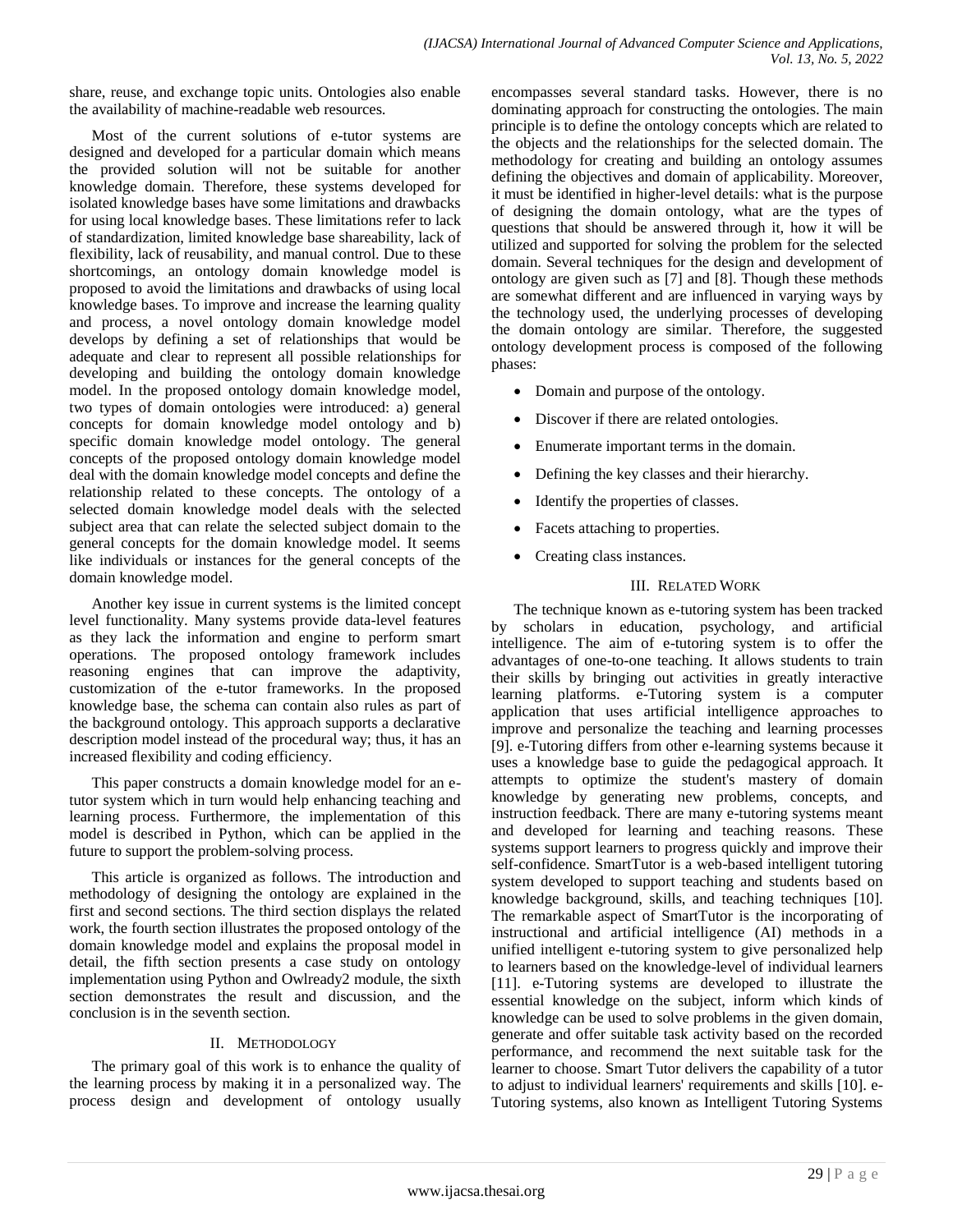share, reuse, and exchange topic units. Ontologies also enable the availability of machine-readable web resources.

Most of the current solutions of e-tutor systems are designed and developed for a particular domain which means the provided solution will not be suitable for another knowledge domain. Therefore, these systems developed for isolated knowledge bases have some limitations and drawbacks for using local knowledge bases. These limitations refer to lack of standardization, limited knowledge base shareability, lack of flexibility, lack of reusability, and manual control. Due to these shortcomings, an ontology domain knowledge model is proposed to avoid the limitations and drawbacks of using local knowledge bases. To improve and increase the learning quality and process, a novel ontology domain knowledge model develops by defining a set of relationships that would be adequate and clear to represent all possible relationships for developing and building the ontology domain knowledge model. In the proposed ontology domain knowledge model, two types of domain ontologies were introduced: a) general concepts for domain knowledge model ontology and b) specific domain knowledge model ontology. The general concepts of the proposed ontology domain knowledge model deal with the domain knowledge model concepts and define the relationship related to these concepts. The ontology of a selected domain knowledge model deals with the selected subject area that can relate the selected subject domain to the general concepts for the domain knowledge model. It seems like individuals or instances for the general concepts of the domain knowledge model.

Another key issue in current systems is the limited concept level functionality. Many systems provide data-level features as they lack the information and engine to perform smart operations. The proposed ontology framework includes reasoning engines that can improve the adaptivity, customization of the e-tutor frameworks. In the proposed knowledge base, the schema can contain also rules as part of the background ontology. This approach supports a declarative description model instead of the procedural way; thus, it has an increased flexibility and coding efficiency.

This paper constructs a domain knowledge model for an e-tutor system which in turn would help enhancing teaching and learning process. Furthermore, the implementation of this model is described in Python, which can be applied in the future to support the problem-solving process.

This article is organized as follows. The introduction and methodology of designing the ontology are explained in the first and second sections. The third section displays the related work, the fourth section illustrates the proposed ontology of the domain knowledge model and explains the proposal model in detail, the fifth section presents a case study on ontology implementation using Python and Owlready2 module, the sixth section demonstrates the result and discussion, and the conclusion is in the seventh section.

## II. Methodology

The primary goal of this work is to enhance the quality of the learning process by making it in a personalized way. The process design and development of ontology usually encompasses several standard tasks. However, there is no dominating approach for constructing the ontologies. The main principle is to define the ontology concepts which are related to the objects and the relationships for the selected domain. The methodology for creating and building an ontology assumes defining the objectives and domain of applicability. Moreover, it must be identified in higher-level details: what is the purpose of designing the domain ontology, what are the types of questions that should be answered through it, how it will be utilized and supported for solving the problem for the selected domain. Several techniques for the design and development of ontology are given such as [7] and [8]. Though these methods are somewhat different and are influenced in varying ways by the technology used, the underlying processes of developing the domain ontology are similar. Therefore, the suggested ontology development process is composed of the following phases:

- Domain and purpose of the ontology.
- Discover if there are related ontologies.
- Enumerate important terms in the domain.
- Defining the key classes and their hierarchy.
- Identify the properties of classes.
- Facets attaching to properties.
- Creating class instances.

## III. Related Work

The technique known as e-tutoring system has been tracked by scholars in education, psychology, and artificial intelligence. The aim of e-tutoring system is to offer the advantages of one-to-one teaching. It allows students to train their skills by bringing out activities in greatly interactive learning platforms. e-Tutoring system is a computer application that uses artificial intelligence approaches to improve and personalize the teaching and learning processes [9]. e-Tutoring differs from other e-learning systems because it uses a knowledge base to guide the pedagogical approach. It attempts to optimize the student's mastery of domain knowledge by generating new problems, concepts, and instruction feedback. There are many e-tutoring systems meant and developed for learning and teaching reasons. These systems support learners to progress quickly and improve their self-confidence. SmartTutor is a web-based intelligent tutoring system developed to support teaching and students based on knowledge background, skills, and teaching techniques [10]. The remarkable aspect of SmartTutor is the incorporating of instructional and artificial intelligence (AI) methods in a unified intelligent e-tutoring system to give personalized help to learners based on the knowledge-level of individual learners [11]. e-Tutoring systems are developed to illustrate the essential knowledge on the subject, inform which kinds of knowledge can be used to solve problems in the given domain, generate and offer suitable task activity based on the recorded performance, and recommend the next suitable task for the learner to choose. Smart Tutor delivers the capability of a tutor to adjust to individual learners' requirements and skills [10]. e-Tutoring systems, also known as Intelligent Tutoring Systems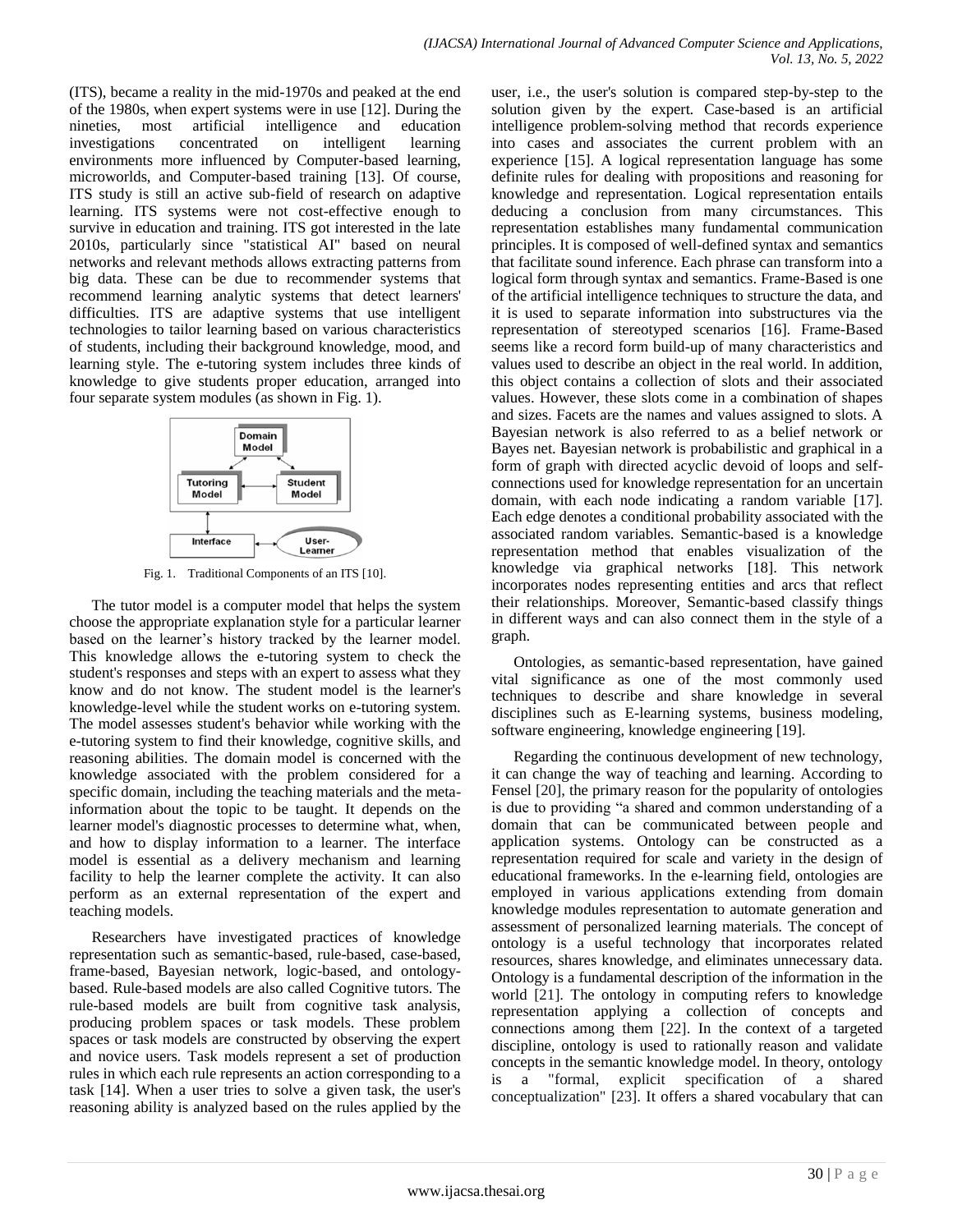(ITS), became a reality in the mid-1970s and peaked at the end of the 1980s, when expert systems were in use [12]. During the nineties, most artificial intelligence and education investigations concentrated on intelligent learning environments more influenced by Computer-based learning, microworlds, and Computer-based training [13]. Of course, ITS study is still an active sub-field of research on adaptive learning. ITS systems were not cost-effective enough to survive in education and training. ITS got interested in the late 2010s, particularly since "statistical AI" based on neural networks and relevant methods allows extracting patterns from big data. These can be due to recommender systems that recommend learning analytic systems that detect learners' difficulties. ITS are adaptive systems that use intelligent technologies to tailor learning based on various characteristics of students, including their background knowledge, mood, and learning style. The e-tutoring system includes three kinds of knowledge to give students proper education, arranged into four separate system modules (as shown in Fig. 1).

Fig. 1. Traditional Components of an ITS [10].

The tutor model is a computer model that helps the system choose the appropriate explanation style for a particular learner based on the learner's history tracked by the learner model. This knowledge allows the e-tutoring system to check the student's responses and steps with an expert to assess what they know and do not know. The student model is the learner's knowledge-level while the student works on e-tutoring system. The model assesses student's behavior while working with the e-tutoring system to find their knowledge, cognitive skills, and reasoning abilities. The domain model is concerned with the knowledge associated with the problem considered for a specific domain, including the teaching materials and the meta-information about the topic to be taught. It depends on the learner model's diagnostic processes to determine what, when, and how to display information to a learner. The interface model is essential as a delivery mechanism and learning facility to help the learner complete the activity. It can also perform as an external representation of the expert and teaching models.

Researchers have investigated practices of knowledge representation such as semantic-based, rule-based, case-based, frame-based, Bayesian network, logic-based, and ontology-based. Rule-based models are also called Cognitive tutors. The rule-based models are built from cognitive task analysis, producing problem spaces or task models. These problem spaces or task models are constructed by observing the expert and novice users. Task models represent a set of production rules in which each rule represents an action corresponding to a task [14]. When a user tries to solve a given task, the user's reasoning ability is analyzed based on the rules applied by the user, i.e., the user's solution is compared step-by-step to the solution given by the expert. Case-based is an artificial intelligence problem-solving method that records experience into cases and associates the current problem with an experience [15]. A logical representation language has some definite rules for dealing with propositions and reasoning for knowledge and representation. Logical representation entails deducing a conclusion from many circumstances. This representation establishes many fundamental communication principles. It is composed of well-defined syntax and semantics that facilitate sound inference. Each phrase can transform into a logical form through syntax and semantics. Frame-Based is one of the artificial intelligence techniques to structure the data, and it is used to separate information into substructures via the representation of stereotyped scenarios [16]. Frame-Based seems like a record form build-up of many characteristics and values used to describe an object in the real world. In addition, this object contains a collection of slots and their associated values. However, these slots come in a combination of shapes and sizes. Facets are the names and values assigned to slots. A Bayesian network is also referred to as a belief network or Bayes net. Bayesian network is probabilistic and graphical in a form of graph with directed acyclic devoid of loops and self-connections used for knowledge representation for an uncertain domain, with each node indicating a random variable [17]. Each edge denotes a conditional probability associated with the associated random variables. Semantic-based is a knowledge representation method that enables visualization of the knowledge via graphical networks [18]. This network incorporates nodes representing entities and arcs that reflect their relationships. Moreover, Semantic-based classify things in different ways and can also connect them in the style of a graph.

Ontologies, as semantic-based representation, have gained vital significance as one of the most commonly used techniques to describe and share knowledge in several disciplines such as E-learning systems, business modeling, software engineering, knowledge engineering [19].

Regarding the continuous development of new technology, it can change the way of teaching and learning. According to Fensel [20], the primary reason for the popularity of ontologies is due to providing "a shared and common understanding of a domain that can be communicated between people and application systems. Ontology can be constructed as a representation required for scale and variety in the design of educational frameworks. In the e-learning field, ontologies are employed in various applications extending from domain knowledge modules representation to automate generation and assessment of personalized learning materials. The concept of ontology is a useful technology that incorporates related resources, shares knowledge, and eliminates unnecessary data. Ontology is a fundamental description of the information in the world [21]. The ontology in computing refers to knowledge representation applying a collection of concepts and connections among them [22]. In the context of a targeted discipline, ontology is used to rationally reason and validate concepts in the semantic knowledge model. In theory, ontology is a "formal, explicit specification of a shared conceptualization" [23]. It offers a shared vocabulary that can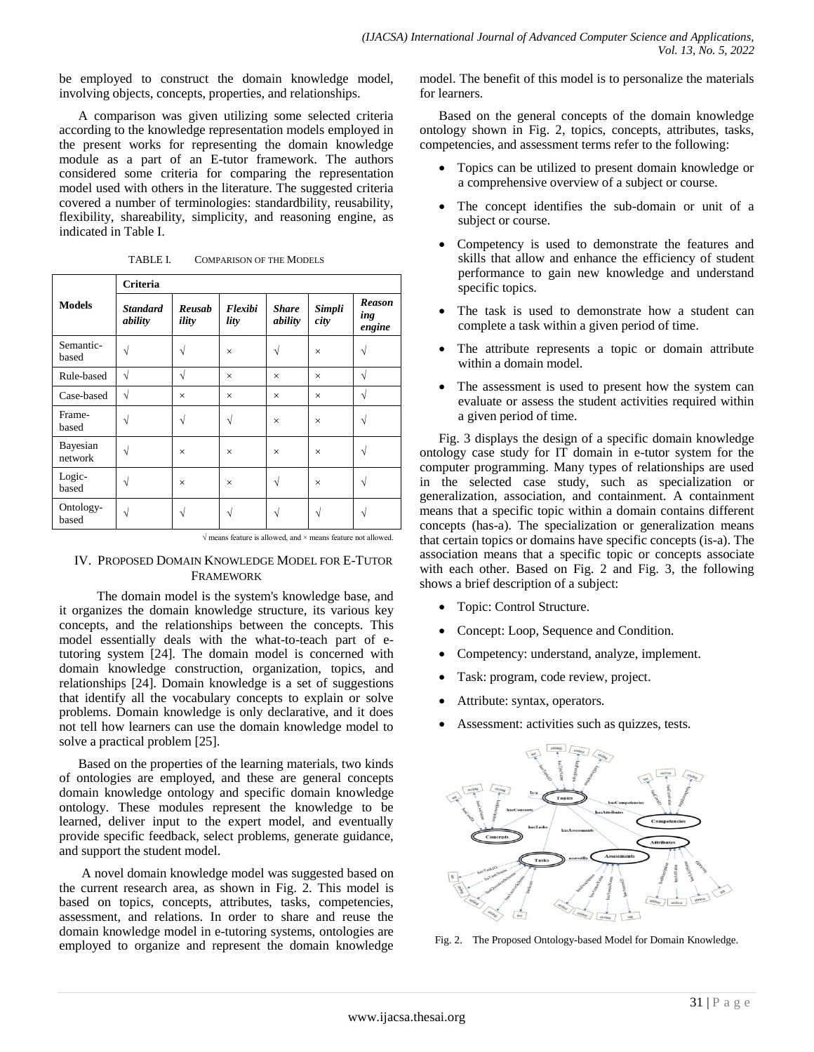be employed to construct the domain knowledge model, involving objects, concepts, properties, and relationships.

A comparison was given utilizing some selected criteria according to the knowledge representation models employed in the present works for representing the domain knowledge module as a part of an E-tutor framework. The authors considered some criteria for comparing the representation model used with others in the literature. The suggested criteria covered a number of terminologies: standardbility, reusability, flexibility, shareability, simplicity, and reasoning engine, as indicated in Table I.

TABLE I. COMPARISON OF THE MODELS

| Models | Criteria | | | | | |
|---|---|---|---|---|---|---|
| | *Standard ability* | *Reusab ility* | *Flexibi lity* | *Share ability* | *Simpli city* | *Reason ing engine* |
| Semantic-based | √ | √ | × | √ | × | √ |
| Rule-based | √ | √ | × | × | × | √ |
| Case-based | √ | × | × | × | × | √ |
| Frame-based | √ | √ | √ | × | × | √ |
| Bayesian network | √ | × | × | × | × | √ |
| Logic-based | √ | × | × | √ | × | √ |
| Ontology-based | √ | √ | √ | √ | √ | √ |

√ means feature is allowed, and × means feature not allowed.

## IV. Proposed Domain Knowledge Model for E-Tutor Framework

The domain model is the system's knowledge base, and it organizes the domain knowledge structure, its various key concepts, and the relationships between the concepts. This model essentially deals with the what-to-teach part of e-tutoring system [24]. The domain model is concerned with domain knowledge construction, organization, topics, and relationships [24]. Domain knowledge is a set of suggestions that identify all the vocabulary concepts to explain or solve problems. Domain knowledge is only declarative, and it does not tell how learners can use the domain knowledge model to solve a practical problem [25].

Based on the properties of the learning materials, two kinds of ontologies are employed, and these are general concepts domain knowledge ontology and specific domain knowledge ontology. These modules represent the knowledge to be learned, deliver input to the expert model, and eventually provide specific feedback, select problems, generate guidance, and support the student model.

A novel domain knowledge model was suggested based on the current research area, as shown in Fig. 2. This model is based on topics, concepts, attributes, tasks, competencies, assessment, and relations. In order to share and reuse the domain knowledge model in e-tutoring systems, ontologies are employed to organize and represent the domain knowledge model. The benefit of this model is to personalize the materials for learners.

Based on the general concepts of the domain knowledge ontology shown in Fig. 2, topics, concepts, attributes, tasks, competencies, and assessment terms refer to the following:

- Topics can be utilized to present domain knowledge or a comprehensive overview of a subject or course.
- The concept identifies the sub-domain or unit of a subject or course.
- Competency is used to demonstrate the features and skills that allow and enhance the efficiency of student performance to gain new knowledge and understand specific topics.
- The task is used to demonstrate how a student can complete a task within a given period of time.
- The attribute represents a topic or domain attribute within a domain model.
- The assessment is used to present how the system can evaluate or assess the student activities required within a given period of time.

Fig. 3 displays the design of a specific domain knowledge ontology case study for IT domain in e-tutor system for the computer programming. Many types of relationships are used in the selected case study, such as specialization or generalization, association, and containment. A containment means that a specific topic within a domain contains different concepts (has-a). The specialization or generalization means that certain topics or domains have specific concepts (is-a). The association means that a specific topic or concepts associate with each other. Based on Fig. 2 and Fig. 3, the following shows a brief description of a subject:

- Topic: Control Structure.
- Concept: Loop, Sequence and Condition.
- Competency: understand, analyze, implement.
- Task: program, code review, project.
- Attribute: syntax, operators.
- Assessment: activities such as quizzes, tests.

Fig. 2. The Proposed Ontology-based Model for Domain Knowledge.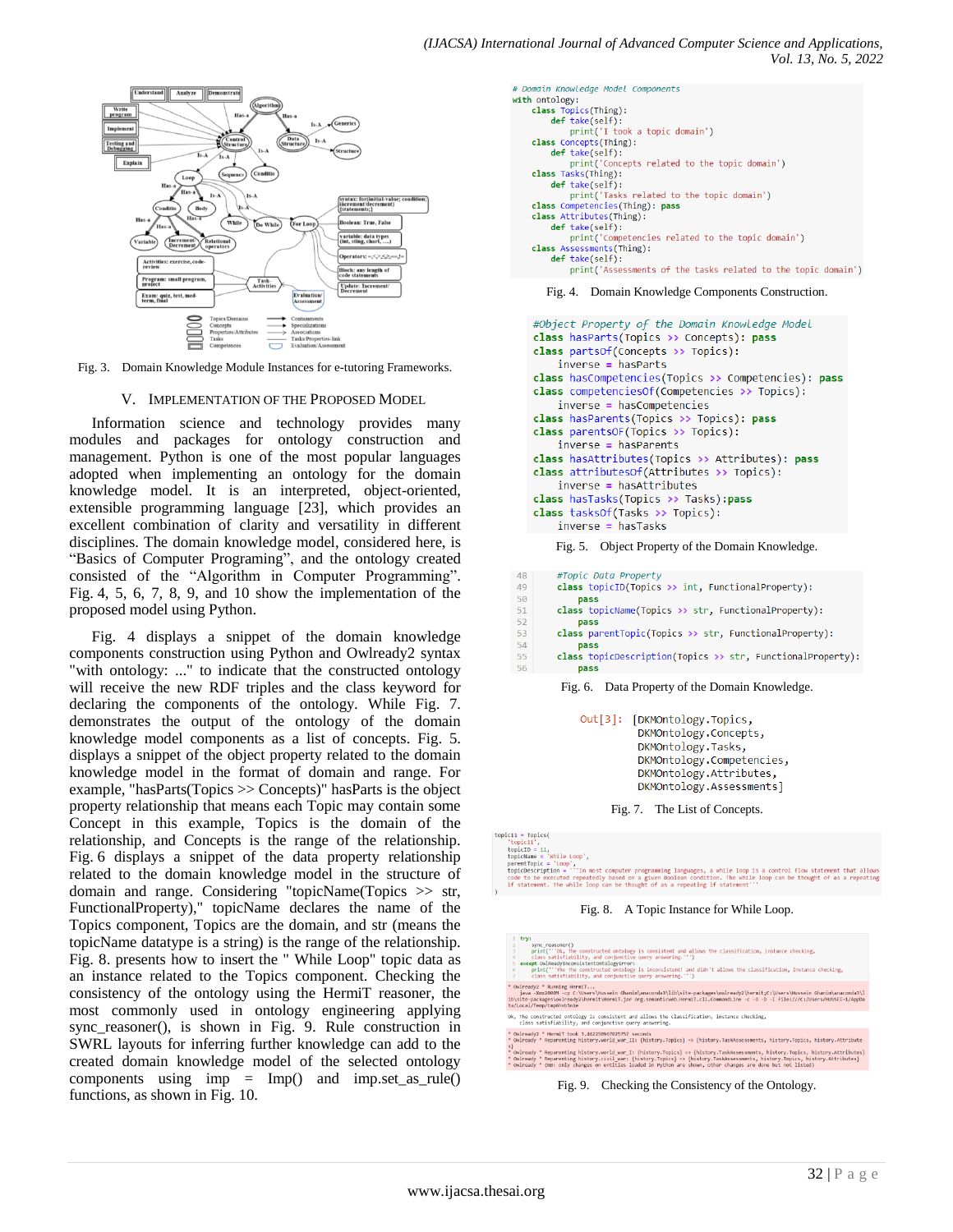Fig. 3. Domain Knowledge Module Instances for e-tutoring Frameworks.

## V. Implementation of the Proposed Model

Information science and technology provides many modules and packages for ontology construction and management. Python is one of the most popular languages adopted when implementing an ontology for the domain knowledge model. It is an interpreted, object-oriented, extensible programming language [23], which provides an excellent combination of clarity and versatility in different disciplines. The domain knowledge model, considered here, is "Basics of Computer Programing", and the ontology created consisted of the "Algorithm in Computer Programming". Fig. 4, 5, 6, 7, 8, 9, and 10 show the implementation of the proposed model using Python.

Fig. 4 displays a snippet of the domain knowledge components construction using Python and Owlready2 syntax "with ontology: ..." to indicate that the constructed ontology will receive the new RDF triples and the class keyword for declaring the components of the ontology. While Fig. 7. demonstrates the output of the ontology of the domain knowledge model components as a list of concepts. Fig. 5. displays a snippet of the object property related to the domain knowledge model in the format of domain and range. For example, "hasParts(Topics >> Concepts)" hasParts is the object property relationship that means each Topic may contain some Concept in this example, Topics is the domain of the relationship, and Concepts is the range of the relationship. Fig. 6 displays a snippet of the data property relationship related to the domain knowledge model in the structure of domain and range. Considering "topicName(Topics >> str, FunctionalProperty)," topicName declares the name of the Topics component, Topics are the domain, and str (means the topicName datatype is a string) is the range of the relationship. Fig. 8. presents how to insert the " While Loop" topic data as an instance related to the Topics component. Checking the consistency of the ontology using the HermiT reasoner, the most commonly used in ontology engineering applying sync_reasoner(), is shown in Fig. 9. Rule construction in SWRL layouts for inferring further knowledge can add to the created domain knowledge model of the selected ontology components using imp = Imp() and imp.set_as_rule() functions, as shown in Fig. 10.

```
# Domain Knowledge Model Components
with ontology:
    class Topics(Thing):
        def take(self):
            print('I took a topic domain')
    class Concepts(Thing):
        def take(self):
            print('Concepts related to the topic domain')
    class Tasks(Thing):
        def take(self):
            print('Tasks related to the topic domain')
    class Competencies(Thing): pass
    class Attributes(Thing):
        def take(self):
            print('Competencies related to the topic domain')
    class Assessments(Thing):
        def take(self):
            print('Assessments of the tasks related to the topic domain')
```

Fig. 4. Domain Knowledge Components Construction.

```
#Object Property of the Domain Knowledge Model
class hasParts(Topics >> Concepts): pass
class partsOf(Concepts >> Topics):
    inverse = hasParts
class hasCompetencies(Topics >> Competencies): pass
class competenciesOf(Competencies >> Topics):
    inverse = hasCompetencies
class hasParents(Topics >> Topics): pass
class parentsOf(Topics >> Topics):
    inverse = hasParents
class hasAttributes(Topics >> Attributes): pass
class attributesOf(Attributes >> Topics):
    inverse = hasAttributes
class hasTasks(Topics >> Tasks):pass
class tasksOf(Tasks >> Topics):
    inverse = hasTasks
```

Fig. 5. Object Property of the Domain Knowledge.

```
48    #Topic Data Property
49    class topicID(Topics >> int, FunctionalProperty):
50        pass
51    class topicName(Topics >> str, FunctionalProperty):
52        pass
53    class parentTopic(Topics >> str, FunctionalProperty):
54        pass
55    class topicDescription(Topics >> str, FunctionalProperty):
56        pass
```

Fig. 6. Data Property of the Domain Knowledge.

```
Out[3]: [DKMOntology.Topics,
         DKMOntology.Concepts,
         DKMOntology.Tasks,
         DKMOntology.Competencies,
         DKMOntology.Attributes,
         DKMOntology.Assessments]
```

Fig. 7. The List of Concepts.

```
topic11 = Topics(
    'topic11',
    topicID = 11,
    topicName = 'While Loop',
    parentTopic = 'Loop',
    topicDescription = '''In most computer programming languages, a while loop is a control flow statement that allows code to be executed repeatedly based on a given Boolean condition. The while loop can be thought of as a repeating if statement. The while loop can be thought of as a repeating if statement'''
)
```

Fig. 8. A Topic Instance for While Loop.

```
try:
    sync_reasoner()
    print('''Ok, The constructed ontology is consistent and allows the classification, instance checking, class satisfiability, and conjunctive query answering.''')
except OwlReadyInconsistentOntologyError:
    print('''The the constructed ontology is inconsistent and didn't allows the classification, instance checking, class satisfiability, and conjunctive query answering.''')
```

Fig. 9. Checking the Consistency of the Ontology.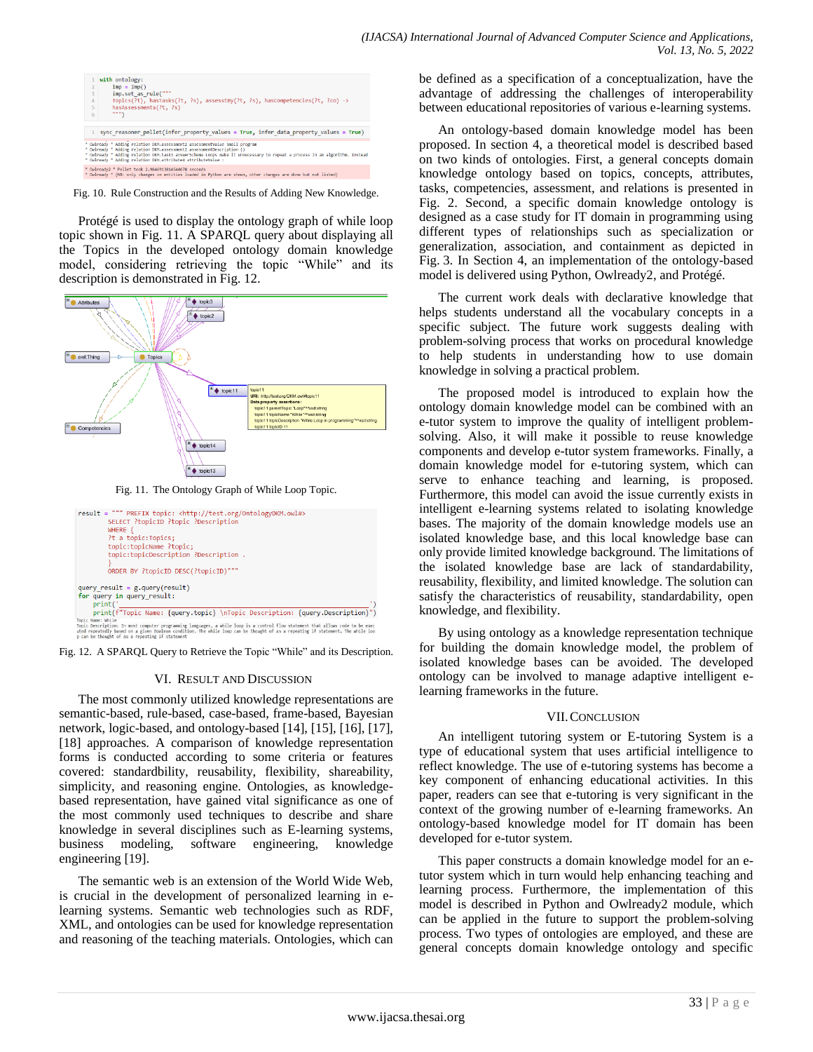```
with ontology:
    imp = Imp()
    imp.set_as_rule("""
    Topics(?t), hasTasks(?t, ?s), assessBy(?t, ?s), hasCompetencies(?t, ?co) ->
    hasAssessments(?t, ?s)
    """)
```

```
sync_reasoner_pellet(infer_property_values = True, infer_data_property_values = True)
```

Fig. 10. Rule Construction and the Results of Adding New Knowledge.

Protégé is used to display the ontology graph of while loop topic shown in Fig. 11. A SPARQL query about displaying all the Topics in the developed ontology domain knowledge model, considering retrieving the topic "While" and its description is demonstrated in Fig. 12.

Fig. 11. The Ontology Graph of While Loop Topic.

```
result = """ PREFIX topic: <http://test.org/OntologyDKM.owl#>
        SELECT ?topicID ?topic ?Description
        WHERE {
        ?t a topic:Topics;
        topic:topicName ?topic;
        topic:topicDescription ?Description .
        }
        ORDER BY ?topicID DESC(?topicID)"""

query_result = g.query(result)
for query in query_result:
    print('___________________________________________________________')
    print(f"Topic Name: {query.topic} \nTopic Description: {query.Description}")
Topic Name: While
Topic Description: In most computer programming languages, a while loop is a control flow statement that allows code to be executed repeatedly based on a given Boolean condition. The while loop can be thought of as a repeating if statement. The while loop can be thought of as a repeating if statement
```

Fig. 12. A SPARQL Query to Retrieve the Topic "While" and its Description.

## VI. Result and Discussion

The most commonly utilized knowledge representations are semantic-based, rule-based, case-based, frame-based, Bayesian network, logic-based, and ontology-based [14], [15], [16], [17], [18] approaches. A comparison of knowledge representation forms is conducted according to some criteria or features covered: standardbility, reusability, flexibility, shareability, simplicity, and reasoning engine. Ontologies, as knowledge-based representation, have gained vital significance as one of the most commonly used techniques to describe and share knowledge in several disciplines such as E-learning systems, business modeling, software engineering, knowledge engineering [19].

The semantic web is an extension of the World Wide Web, is crucial in the development of personalized learning in e-learning systems. Semantic web technologies such as RDF, XML, and ontologies can be used for knowledge representation and reasoning of the teaching materials. Ontologies, which can be defined as a specification of a conceptualization, have the advantage of addressing the challenges of interoperability between educational repositories of various e-learning systems.

An ontology-based domain knowledge model has been proposed. In section 4, a theoretical model is described based on two kinds of ontologies. First, a general concepts domain knowledge ontology based on topics, concepts, attributes, tasks, competencies, assessment, and relations is presented in Fig. 2. Second, a specific domain knowledge ontology is designed as a case study for IT domain in programming using different types of relationships such as specialization or generalization, association, and containment as depicted in Fig. 3. In Section 4, an implementation of the ontology-based model is delivered using Python, Owlready2, and Protégé.

The current work deals with declarative knowledge that helps students understand all the vocabulary concepts in a specific subject. The future work suggests dealing with problem-solving process that works on procedural knowledge to help students in understanding how to use domain knowledge in solving a practical problem.

The proposed model is introduced to explain how the ontology domain knowledge model can be combined with an e-tutor system to improve the quality of intelligent problem-solving. Also, it will make it possible to reuse knowledge components and develop e-tutor system frameworks. Finally, a domain knowledge model for e-tutoring system, which can serve to enhance teaching and learning, is proposed. Furthermore, this model can avoid the issue currently exists in intelligent e-learning systems related to isolating knowledge bases. The majority of the domain knowledge models use an isolated knowledge base, and this local knowledge base can only provide limited knowledge background. The limitations of the isolated knowledge base are lack of standardability, reusability, flexibility, and limited knowledge. The solution can satisfy the characteristics of reusability, standardability, open knowledge, and flexibility.

By using ontology as a knowledge representation technique for building the domain knowledge model, the problem of isolated knowledge bases can be avoided. The developed ontology can be involved to manage adaptive intelligent e-learning frameworks in the future.

## VII. Conclusion

An intelligent tutoring system or E-tutoring System is a type of educational system that uses artificial intelligence to reflect knowledge. The use of e-tutoring systems has become a key component of enhancing educational activities. In this paper, readers can see that e-tutoring is very significant in the context of the growing number of e-learning frameworks. An ontology-based knowledge model for IT domain has been developed for e-tutor system.

This paper constructs a domain knowledge model for an e-tutor system which in turn would help enhancing teaching and learning process. Furthermore, the implementation of this model is described in Python and Owlready2 module, which can be applied in the future to support the problem-solving process. Two types of ontologies are employed, and these are general concepts domain knowledge ontology and specific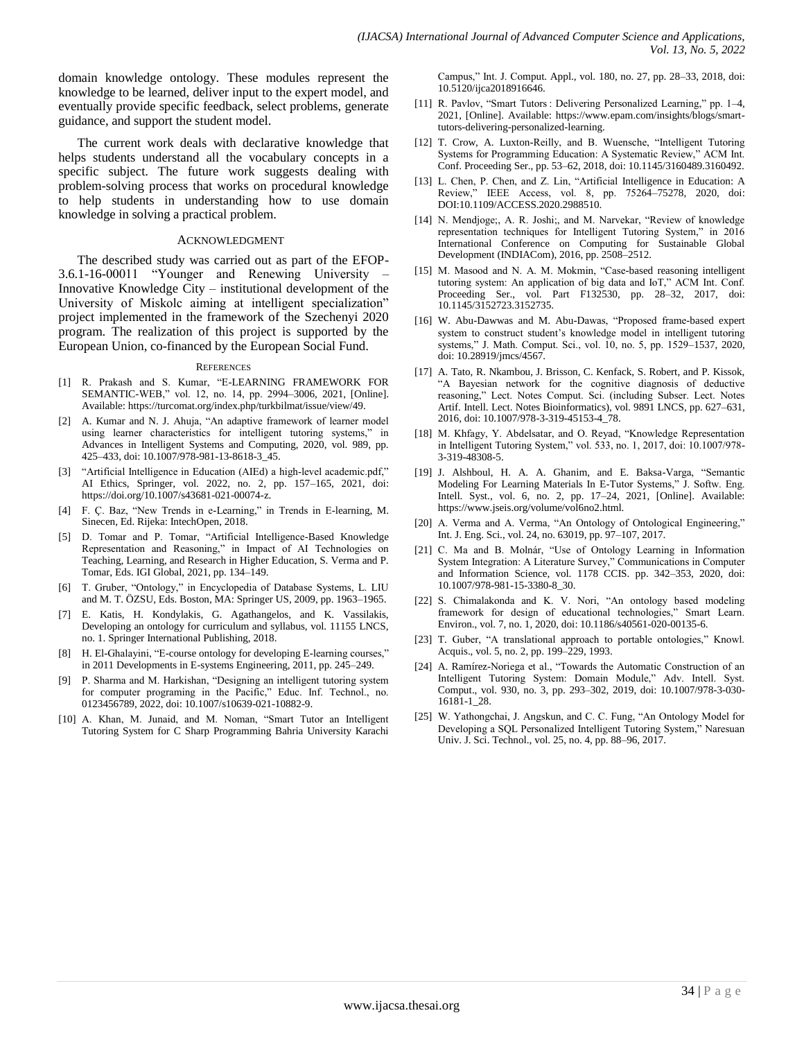domain knowledge ontology. These modules represent the knowledge to be learned, deliver input to the expert model, and eventually provide specific feedback, select problems, generate guidance, and support the student model.

The current work deals with declarative knowledge that helps students understand all the vocabulary concepts in a specific subject. The future work suggests dealing with problem-solving process that works on procedural knowledge to help students in understanding how to use domain knowledge in solving a practical problem.

## ACKNOWLEDGMENT

The described study was carried out as part of the EFOP-3.6.1-16-00011 "Younger and Renewing University – Innovative Knowledge City – institutional development of the University of Miskolc aiming at intelligent specialization" project implemented in the framework of the Szechenyi 2020 program. The realization of this project is supported by the European Union, co-financed by the European Social Fund.

## REFERENCES

[1] R. Prakash and S. Kumar, "E-LEARNING FRAMEWORK FOR SEMANTIC-WEB," vol. 12, no. 14, pp. 2994–3006, 2021, [Online]. Available: https://turcomat.org/index.php/turkbilmat/issue/view/49.

[2] A. Kumar and N. J. Ahuja, "An adaptive framework of learner model using learner characteristics for intelligent tutoring systems," in Advances in Intelligent Systems and Computing, 2020, vol. 989, pp. 425–433, doi: 10.1007/978-981-13-8618-3_45.

[3] "Artificial Intelligence in Education (AIEd) a high-level academic.pdf," AI Ethics, Springer, vol. 2022, no. 2, pp. 157–165, 2021, doi: https://doi.org/10.1007/s43681-021-00074-z.

[4] F. Ç. Baz, "New Trends in e-Learning," in Trends in E-learning, M. Sinecen, Ed. Rijeka: IntechOpen, 2018.

[5] D. Tomar and P. Tomar, "Artificial Intelligence-Based Knowledge Representation and Reasoning," in Impact of AI Technologies on Teaching, Learning, and Research in Higher Education, S. Verma and P. Tomar, Eds. IGI Global, 2021, pp. 134–149.

[6] T. Gruber, "Ontology," in Encyclopedia of Database Systems, L. LIU and M. T. ÖZSU, Eds. Boston, MA: Springer US, 2009, pp. 1963–1965.

[7] E. Katis, H. Kondylakis, G. Agathangelos, and K. Vassilakis, Developing an ontology for curriculum and syllabus, vol. 11155 LNCS, no. 1. Springer International Publishing, 2018.

[8] H. El-Ghalayini, "E-course ontology for developing E-learning courses," in 2011 Developments in E-systems Engineering, 2011, pp. 245–249.

[9] P. Sharma and M. Harkishan, "Designing an intelligent tutoring system for computer programing in the Pacific," Educ. Inf. Technol., no. 0123456789, 2022, doi: 10.1007/s10639-021-10882-9.

[10] A. Khan, M. Junaid, and M. Noman, "Smart Tutor an Intelligent Tutoring System for C Sharp Programming Bahria University Karachi Campus," Int. J. Comput. Appl., vol. 180, no. 27, pp. 28–33, 2018, doi: 10.5120/ijca2018916646.

[11] R. Pavlov, "Smart Tutors : Delivering Personalized Learning," pp. 1–4, 2021, [Online]. Available: https://www.epam.com/insights/blogs/smart-tutors-delivering-personalized-learning.

[12] T. Crow, A. Luxton-Reilly, and B. Wuensche, "Intelligent Tutoring Systems for Programming Education: A Systematic Review," ACM Int. Conf. Proceeding Ser., pp. 53–62, 2018, doi: 10.1145/3160489.3160492.

[13] L. Chen, P. Chen, and Z. Lin, "Artificial Intelligence in Education: A Review," IEEE Access, vol. 8, pp. 75264–75278, 2020, doi: DOI:10.1109/ACCESS.2020.2988510.

[14] N. Mendjoge;, A. R. Joshi;, and M. Narvekar, "Review of knowledge representation techniques for Intelligent Tutoring System," in 2016 International Conference on Computing for Sustainable Global Development (INDIACom), 2016, pp. 2508–2512.

[15] M. Masood and N. A. M. Mokmin, "Case-based reasoning intelligent tutoring system: An application of big data and IoT," ACM Int. Conf. Proceeding Ser., vol. Part F132530, pp. 28–32, 2017, doi: 10.1145/3152723.3152735.

[16] W. Abu-Dawwas and M. Abu-Dawas, "Proposed frame-based expert system to construct student's knowledge model in intelligent tutoring systems," J. Math. Comput. Sci., vol. 10, no. 5, pp. 1529–1537, 2020, doi: 10.28919/jmcs/4567.

[17] A. Tato, R. Nkambou, J. Brisson, C. Kenfack, S. Robert, and P. Kissok, "A Bayesian network for the cognitive diagnosis of deductive reasoning," Lect. Notes Comput. Sci. (including Subser. Lect. Notes Artif. Intell. Lect. Notes Bioinformatics), vol. 9891 LNCS, pp. 627–631, 2016, doi: 10.1007/978-3-319-45153-4_78.

[18] M. Khfagy, Y. Abdelsatar, and O. Reyad, "Knowledge Representation in Intelligent Tutoring System," vol. 533, no. 1, 2017, doi: 10.1007/978-3-319-48308-5.

[19] J. Alshboul, H. A. A. Ghanim, and E. Baksa-Varga, "Semantic Modeling For Learning Materials In E-Tutor Systems," J. Softw. Eng. Intell. Syst., vol. 6, no. 2, pp. 17–24, 2021, [Online]. Available: https://www.jseis.org/volume/vol6no2.html.

[20] A. Verma and A. Verma, "An Ontology of Ontological Engineering," Int. J. Eng. Sci., vol. 24, no. 63019, pp. 97–107, 2017.

[21] C. Ma and B. Molnár, "Use of Ontology Learning in Information System Integration: A Literature Survey," Communications in Computer and Information Science, vol. 1178 CCIS. pp. 342–353, 2020, doi: 10.1007/978-981-15-3380-8_30.

[22] S. Chimalakonda and K. V. Nori, "An ontology based modeling framework for design of educational technologies," Smart Learn. Environ., vol. 7, no. 1, 2020, doi: 10.1186/s40561-020-00135-6.

[23] T. Guber, "A translational approach to portable ontologies," Knowl. Acquis., vol. 5, no. 2, pp. 199–229, 1993.

[24] A. Ramírez-Noriega et al., "Towards the Automatic Construction of an Intelligent Tutoring System: Domain Module," Adv. Intell. Syst. Comput., vol. 930, no. 3, pp. 293–302, 2019, doi: 10.1007/978-3-030-16181-1_28.

[25] W. Yathongchai, J. Angskun, and C. C. Fung, "An Ontology Model for Developing a SQL Personalized Intelligent Tutoring System," Naresuan Univ. J. Sci. Technol., vol. 25, no. 4, pp. 88–96, 2017.